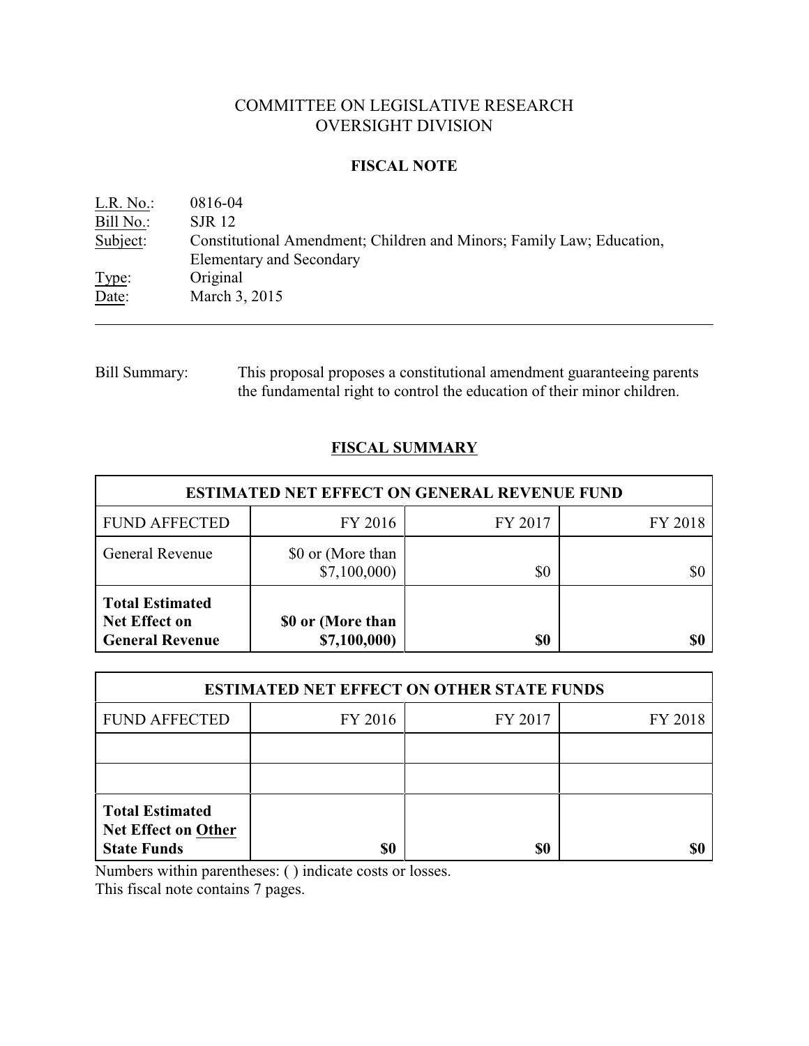# COMMITTEE ON LEGISLATIVE RESEARCH
# OVERSIGHT DIVISION

## FISCAL NOTE

L.R. No.: 0816-04
Bill No.: SJR 12
Subject: Constitutional Amendment; Children and Minors; Family Law; Education, Elementary and Secondary
Type: Original
Date: March 3, 2015

---

Bill Summary: This proposal proposes a constitutional amendment guaranteeing parents the fundamental right to control the education of their minor children.

## FISCAL SUMMARY

| ESTIMATED NET EFFECT ON GENERAL REVENUE FUND | | | |
|---|---|---|---|
| FUND AFFECTED | FY 2016 | FY 2017 | FY 2018 |
| General Revenue | $0 or (More than $7,100,000) | $0 | $0 |
| **Total Estimated Net Effect on General Revenue** | **$0 or (More than $7,100,000)** | **$0** | **$0** |

| ESTIMATED NET EFFECT ON OTHER STATE FUNDS | | | |
|---|---|---|---|
| FUND AFFECTED | FY 2016 | FY 2017 | FY 2018 |
| | | | |
| | | | |
| **Total Estimated Net Effect on Other State Funds** | **$0** | **$0** | **$0** |

Numbers within parentheses: ( ) indicate costs or losses.
This fiscal note contains 7 pages.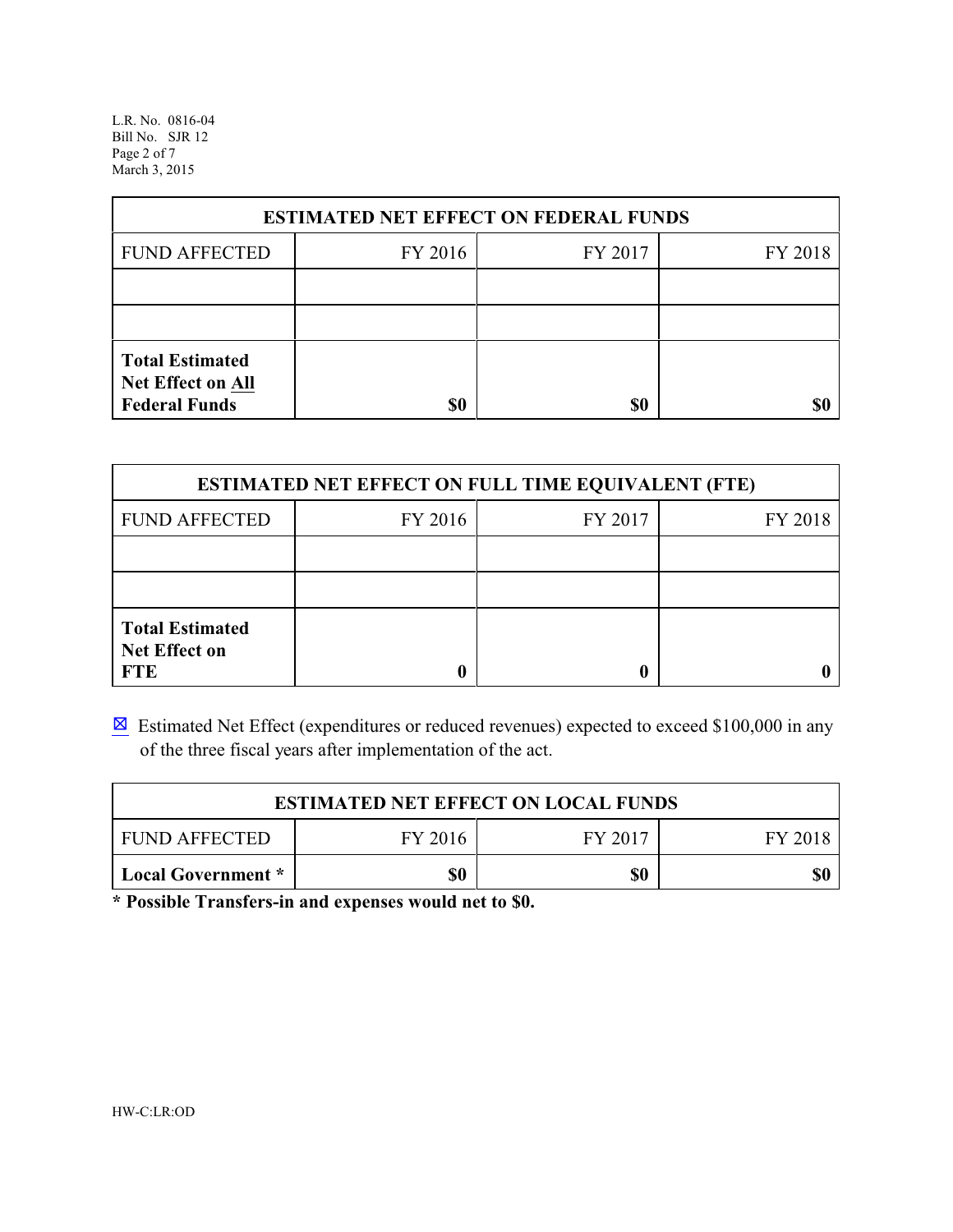| ESTIMATED NET EFFECT ON FEDERAL FUNDS | | | |
|---|---|---|---|
| FUND AFFECTED | FY 2016 | FY 2017 | FY 2018 |
| | | | |
| | | | |
| **Total Estimated Net Effect on All Federal Funds** | **$0** | **$0** | **$0** |

| ESTIMATED NET EFFECT ON FULL TIME EQUIVALENT (FTE) | | | |
|---|---|---|---|
| FUND AFFECTED | FY 2016 | FY 2017 | FY 2018 |
| | | | |
| | | | |
| **Total Estimated Net Effect on FTE** | **0** | **0** | **0** |

☒ Estimated Net Effect (expenditures or reduced revenues) expected to exceed $100,000 in any of the three fiscal years after implementation of the act.

| ESTIMATED NET EFFECT ON LOCAL FUNDS | | | |
|---|---|---|---|
| FUND AFFECTED | FY 2016 | FY 2017 | FY 2018 |
| **Local Government *** | **$0** | **$0** | **$0** |

**\* Possible Transfers-in and expenses would net to $0.**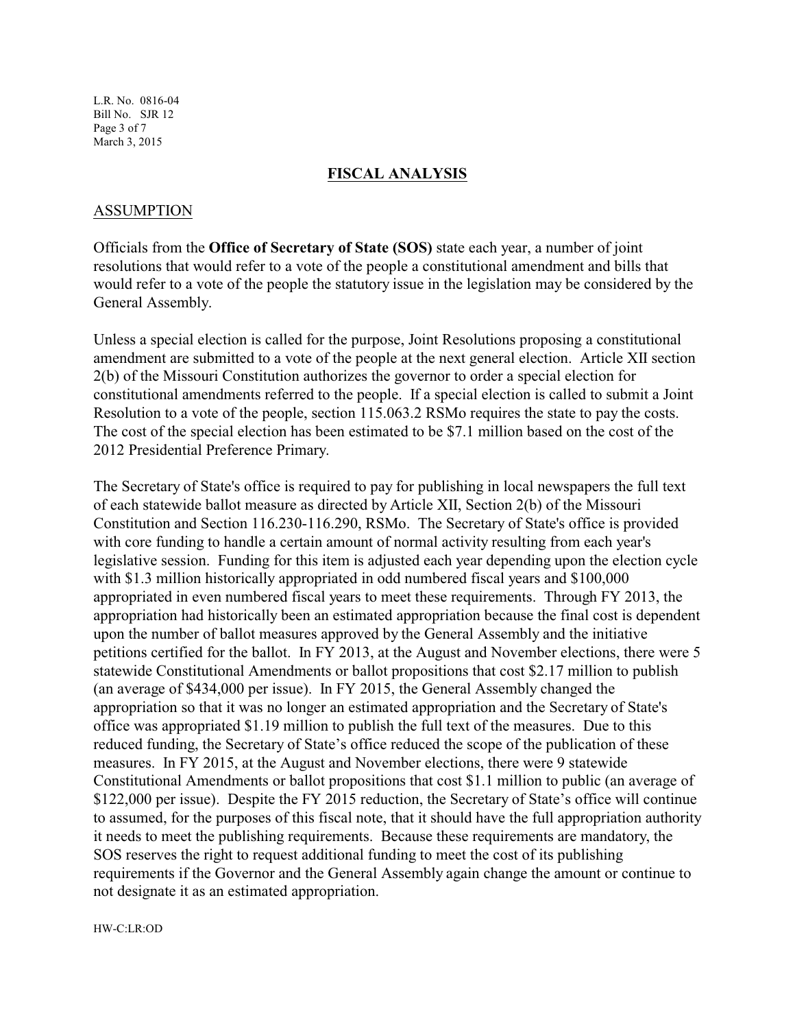## FISCAL ANALYSIS

### ASSUMPTION

Officials from the **Office of Secretary of State (SOS)** state each year, a number of joint resolutions that would refer to a vote of the people a constitutional amendment and bills that would refer to a vote of the people the statutory issue in the legislation may be considered by the General Assembly.

Unless a special election is called for the purpose, Joint Resolutions proposing a constitutional amendment are submitted to a vote of the people at the next general election. Article XII section 2(b) of the Missouri Constitution authorizes the governor to order a special election for constitutional amendments referred to the people. If a special election is called to submit a Joint Resolution to a vote of the people, section 115.063.2 RSMo requires the state to pay the costs. The cost of the special election has been estimated to be $7.1 million based on the cost of the 2012 Presidential Preference Primary.

The Secretary of State's office is required to pay for publishing in local newspapers the full text of each statewide ballot measure as directed by Article XII, Section 2(b) of the Missouri Constitution and Section 116.230-116.290, RSMo. The Secretary of State's office is provided with core funding to handle a certain amount of normal activity resulting from each year's legislative session. Funding for this item is adjusted each year depending upon the election cycle with $1.3 million historically appropriated in odd numbered fiscal years and $100,000 appropriated in even numbered fiscal years to meet these requirements. Through FY 2013, the appropriation had historically been an estimated appropriation because the final cost is dependent upon the number of ballot measures approved by the General Assembly and the initiative petitions certified for the ballot. In FY 2013, at the August and November elections, there were 5 statewide Constitutional Amendments or ballot propositions that cost $2.17 million to publish (an average of $434,000 per issue). In FY 2015, the General Assembly changed the appropriation so that it was no longer an estimated appropriation and the Secretary of State's office was appropriated $1.19 million to publish the full text of the measures. Due to this reduced funding, the Secretary of State's office reduced the scope of the publication of these measures. In FY 2015, at the August and November elections, there were 9 statewide Constitutional Amendments or ballot propositions that cost $1.1 million to public (an average of $122,000 per issue). Despite the FY 2015 reduction, the Secretary of State's office will continue to assumed, for the purposes of this fiscal note, that it should have the full appropriation authority it needs to meet the publishing requirements. Because these requirements are mandatory, the SOS reserves the right to request additional funding to meet the cost of its publishing requirements if the Governor and the General Assembly again change the amount or continue to not designate it as an estimated appropriation.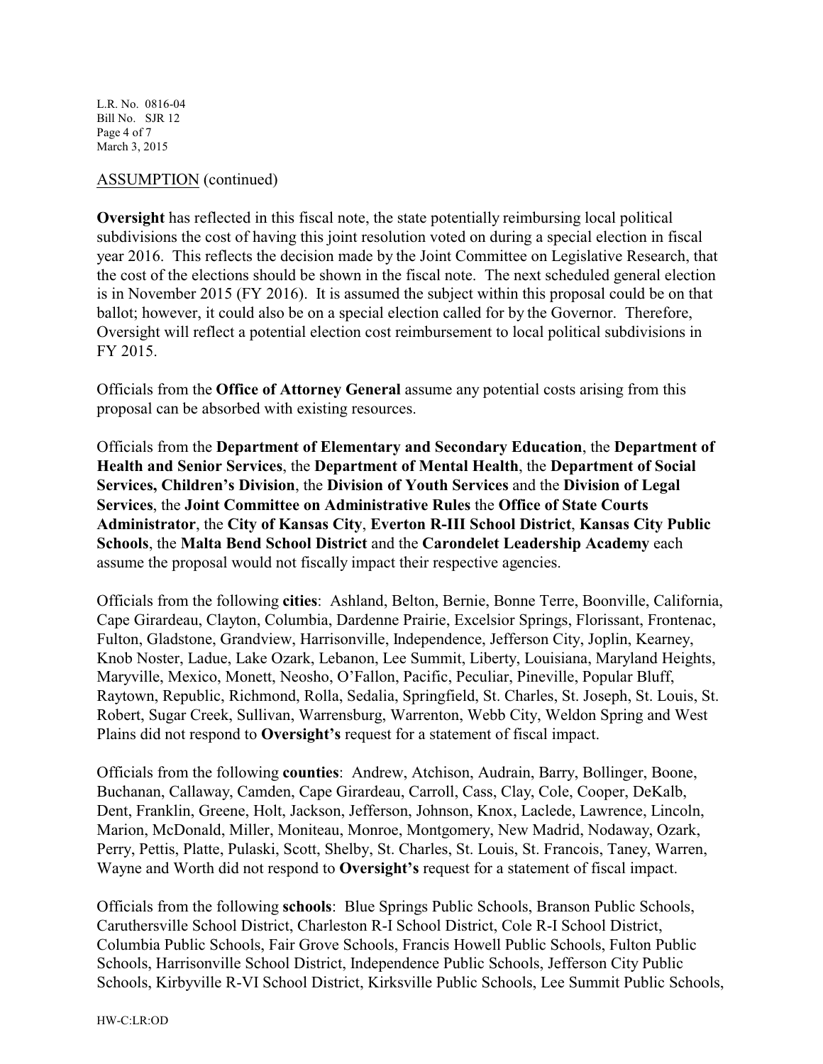ASSUMPTION (continued)

**Oversight** has reflected in this fiscal note, the state potentially reimbursing local political subdivisions the cost of having this joint resolution voted on during a special election in fiscal year 2016. This reflects the decision made by the Joint Committee on Legislative Research, that the cost of the elections should be shown in the fiscal note. The next scheduled general election is in November 2015 (FY 2016). It is assumed the subject within this proposal could be on that ballot; however, it could also be on a special election called for by the Governor. Therefore, Oversight will reflect a potential election cost reimbursement to local political subdivisions in FY 2015.

Officials from the **Office of Attorney General** assume any potential costs arising from this proposal can be absorbed with existing resources.

Officials from the **Department of Elementary and Secondary Education**, the **Department of Health and Senior Services**, the **Department of Mental Health**, the **Department of Social Services, Children's Division**, the **Division of Youth Services** and the **Division of Legal Services**, the **Joint Committee on Administrative Rules** the **Office of State Courts Administrator**, the **City of Kansas City**, **Everton R-III School District**, **Kansas City Public Schools**, the **Malta Bend School District** and the **Carondelet Leadership Academy** each assume the proposal would not fiscally impact their respective agencies.

Officials from the following **cities**: Ashland, Belton, Bernie, Bonne Terre, Boonville, California, Cape Girardeau, Clayton, Columbia, Dardenne Prairie, Excelsior Springs, Florissant, Frontenac, Fulton, Gladstone, Grandview, Harrisonville, Independence, Jefferson City, Joplin, Kearney, Knob Noster, Ladue, Lake Ozark, Lebanon, Lee Summit, Liberty, Louisiana, Maryland Heights, Maryville, Mexico, Monett, Neosho, O'Fallon, Pacific, Peculiar, Pineville, Popular Bluff, Raytown, Republic, Richmond, Rolla, Sedalia, Springfield, St. Charles, St. Joseph, St. Louis, St. Robert, Sugar Creek, Sullivan, Warrensburg, Warrenton, Webb City, Weldon Spring and West Plains did not respond to **Oversight's** request for a statement of fiscal impact.

Officials from the following **counties**: Andrew, Atchison, Audrain, Barry, Bollinger, Boone, Buchanan, Callaway, Camden, Cape Girardeau, Carroll, Cass, Clay, Cole, Cooper, DeKalb, Dent, Franklin, Greene, Holt, Jackson, Jefferson, Johnson, Knox, Laclede, Lawrence, Lincoln, Marion, McDonald, Miller, Moniteau, Monroe, Montgomery, New Madrid, Nodaway, Ozark, Perry, Pettis, Platte, Pulaski, Scott, Shelby, St. Charles, St. Louis, St. Francois, Taney, Warren, Wayne and Worth did not respond to **Oversight's** request for a statement of fiscal impact.

Officials from the following **schools**: Blue Springs Public Schools, Branson Public Schools, Caruthersville School District, Charleston R-I School District, Cole R-I School District, Columbia Public Schools, Fair Grove Schools, Francis Howell Public Schools, Fulton Public Schools, Harrisonville School District, Independence Public Schools, Jefferson City Public Schools, Kirbyville R-VI School District, Kirksville Public Schools, Lee Summit Public Schools,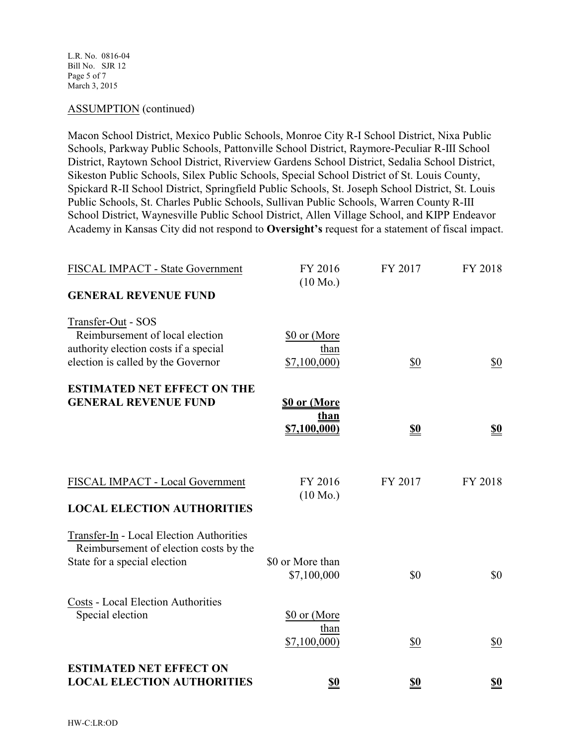ASSUMPTION (continued)

Macon School District, Mexico Public Schools, Monroe City R-I School District, Nixa Public Schools, Parkway Public Schools, Pattonville School District, Raymore-Peculiar R-III School District, Raytown School District, Riverview Gardens School District, Sedalia School District, Sikeston Public Schools, Silex Public Schools, Special School District of St. Louis County, Spickard R-II School District, Springfield Public Schools, St. Joseph School District, St. Louis Public Schools, St. Charles Public Schools, Sullivan Public Schools, Warren County R-III School District, Waynesville Public School District, Allen Village School, and KIPP Endeavor Academy in Kansas City did not respond to **Oversight's** request for a statement of fiscal impact.

| FISCAL IMPACT - State Government | FY 2016 (10 Mo.) | FY 2017 | FY 2018 |
|---|---|---|---|
| **GENERAL REVENUE FUND** | | | |
| Transfer-Out - SOS Reimbursement of local election authority election costs if a special election is called by the Governor | $0 or (More than $7,100,000) | $0 | $0 |
| **ESTIMATED NET EFFECT ON THE GENERAL REVENUE FUND** | **$0 or (More than $7,100,000)** | **$0** | **$0** |

| FISCAL IMPACT - Local Government | FY 2016 (10 Mo.) | FY 2017 | FY 2018 |
|---|---|---|---|
| **LOCAL ELECTION AUTHORITIES** | | | |
| Transfer-In - Local Election Authorities Reimbursement of election costs by the State for a special election | $0 or More than $7,100,000 | $0 | $0 |
| Costs - Local Election Authorities Special election | $0 or (More than $7,100,000) | $0 | $0 |
| **ESTIMATED NET EFFECT ON LOCAL ELECTION AUTHORITIES** | **$0** | **$0** | **$0** |

HW-C:LR:OD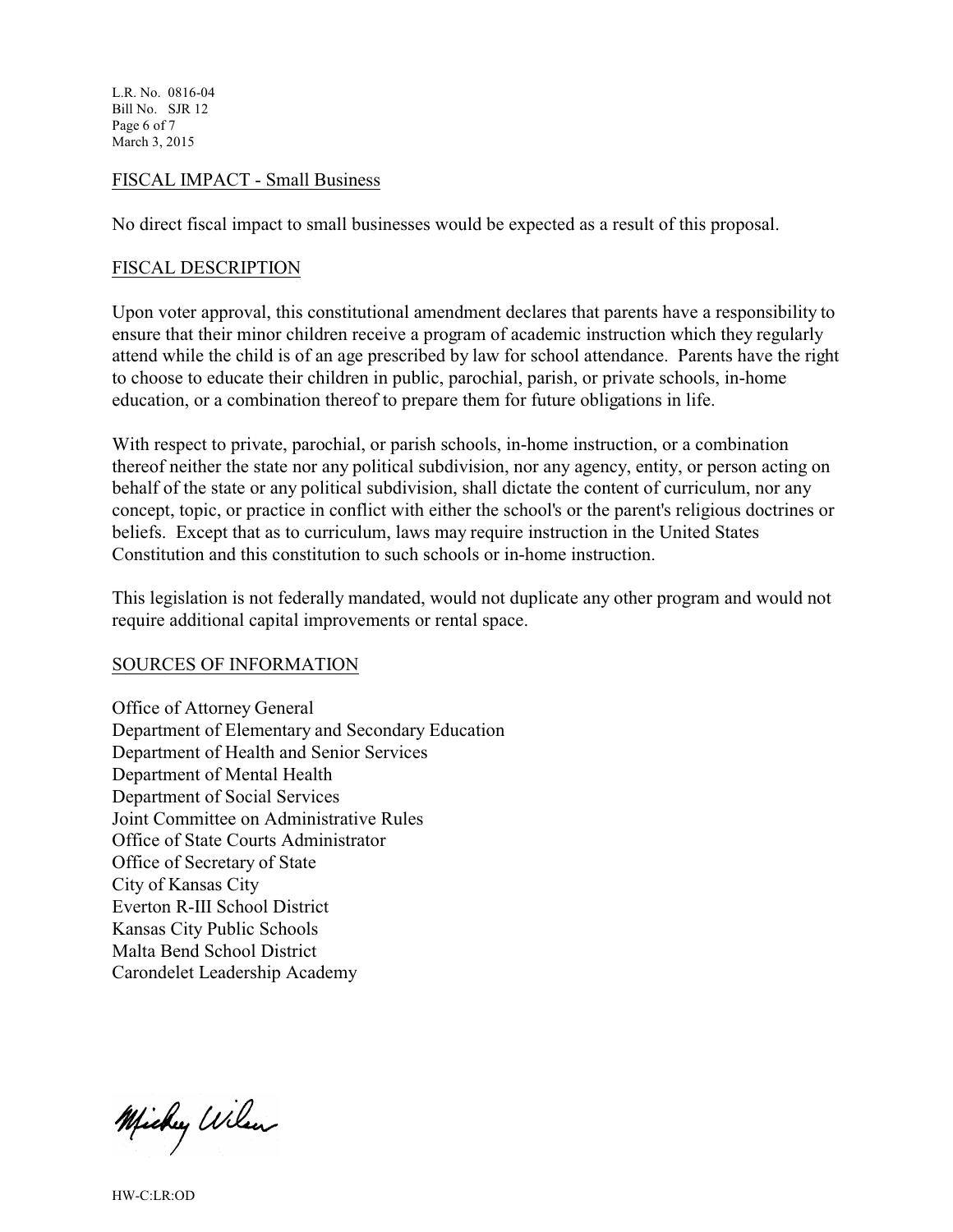## FISCAL IMPACT - Small Business

No direct fiscal impact to small businesses would be expected as a result of this proposal.

## FISCAL DESCRIPTION

Upon voter approval, this constitutional amendment declares that parents have a responsibility to ensure that their minor children receive a program of academic instruction which they regularly attend while the child is of an age prescribed by law for school attendance. Parents have the right to choose to educate their children in public, parochial, parish, or private schools, in-home education, or a combination thereof to prepare them for future obligations in life.

With respect to private, parochial, or parish schools, in-home instruction, or a combination thereof neither the state nor any political subdivision, nor any agency, entity, or person acting on behalf of the state or any political subdivision, shall dictate the content of curriculum, nor any concept, topic, or practice in conflict with either the school's or the parent's religious doctrines or beliefs. Except that as to curriculum, laws may require instruction in the United States Constitution and this constitution to such schools or in-home instruction.

This legislation is not federally mandated, would not duplicate any other program and would not require additional capital improvements or rental space.

## SOURCES OF INFORMATION

Office of Attorney General
Department of Elementary and Secondary Education
Department of Health and Senior Services
Department of Mental Health
Department of Social Services
Joint Committee on Administrative Rules
Office of State Courts Administrator
Office of Secretary of State
City of Kansas City
Everton R-III School District
Kansas City Public Schools
Malta Bend School District
Carondelet Leadership Academy

Mickey Wilson

HW-C:LR:OD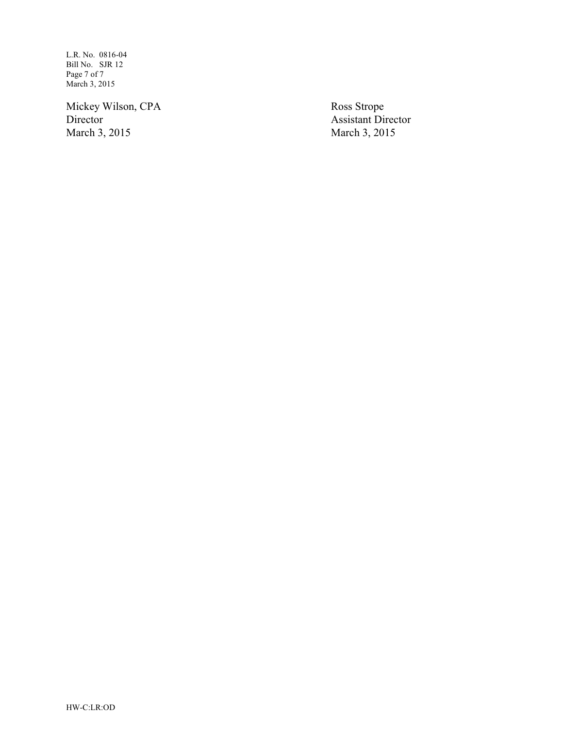Mickey Wilson, CPA
Director
March 3, 2015

Ross Strope
Assistant Director
March 3, 2015

HW-C:LR:OD